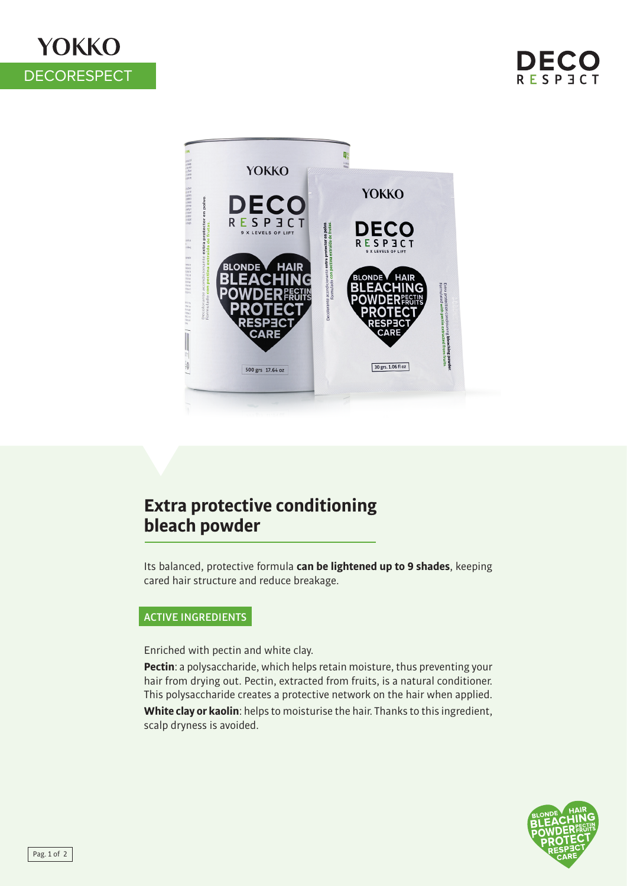YOKKO

DECORESPECT

# Extra protective conditioning bleach powder

Its balanced, protective formula **can be lightened up to 9 shades**, keeping cared hair structure and reduce breakage.

## ACTIVE INGREDIENTS

Enriched with pectin and white clay.

**Pectin**: a polysaccharide, which helps retain moisture, thus preventing your hair from drying out. Pectin, extracted from fruits, is a natural conditioner. This polysaccharide creates a protective network on the hair when applied.

**White clay or kaolin**: helps to moisturise the hair. Thanks to this ingredient, scalp dryness is avoided.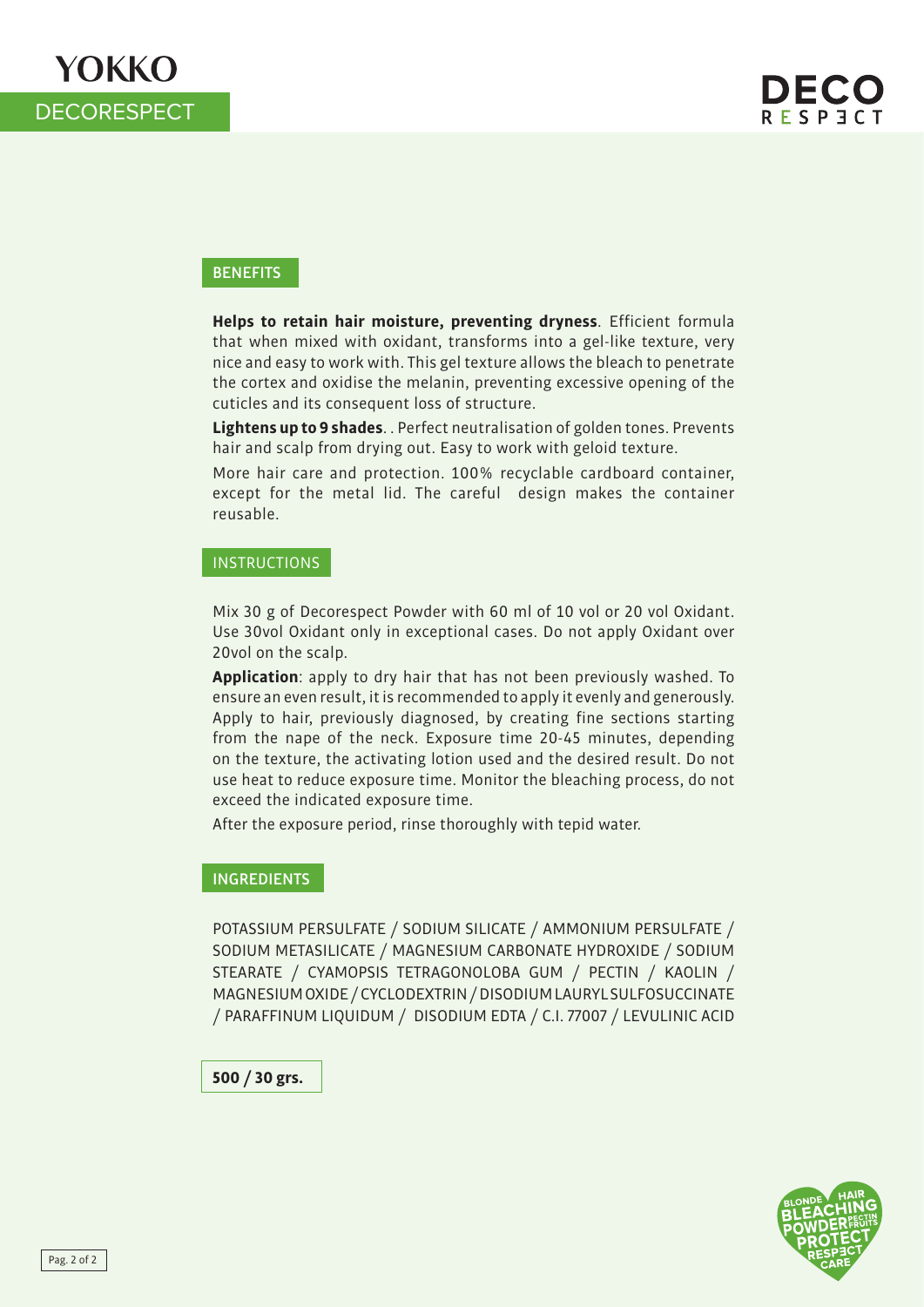## BENEFITS

**Helps to retain hair moisture, preventing dryness**. Efficient formula that when mixed with oxidant, transforms into a gel-like texture, very nice and easy to work with. This gel texture allows the bleach to penetrate the cortex and oxidise the melanin, preventing excessive opening of the cuticles and its consequent loss of structure.

**Lightens up to 9 shades**. . Perfect neutralisation of golden tones. Prevents hair and scalp from drying out. Easy to work with geloid texture.

More hair care and protection. 100% recyclable cardboard container, except for the metal lid. The careful design makes the container reusable.

## INSTRUCTIONS

Mix 30 g of Decorespect Powder with 60 ml of 10 vol or 20 vol Oxidant. Use 30vol Oxidant only in exceptional cases. Do not apply Oxidant over 20vol on the scalp.

**Application**: apply to dry hair that has not been previously washed. To ensure an even result, it is recommended to apply it evenly and generously. Apply to hair, previously diagnosed, by creating fine sections starting from the nape of the neck. Exposure time 20-45 minutes, depending on the texture, the activating lotion used and the desired result. Do not use heat to reduce exposure time. Monitor the bleaching process, do not exceed the indicated exposure time.

After the exposure period, rinse thoroughly with tepid water.

## INGREDIENTS

POTASSIUM PERSULFATE / SODIUM SILICATE / AMMONIUM PERSULFATE / SODIUM METASILICATE / MAGNESIUM CARBONATE HYDROXIDE / SODIUM STEARATE / CYAMOPSIS TETRAGONOLOBA GUM / PECTIN / KAOLIN / MAGNESIUM OXIDE / CYCLODEXTRIN / DISODIUM LAURYL SULFOSUCCINATE / PARAFFINUM LIQUIDUM / DISODIUM EDTA / C.I. 77007 / LEVULINIC ACID

**500 / 30 grs.**